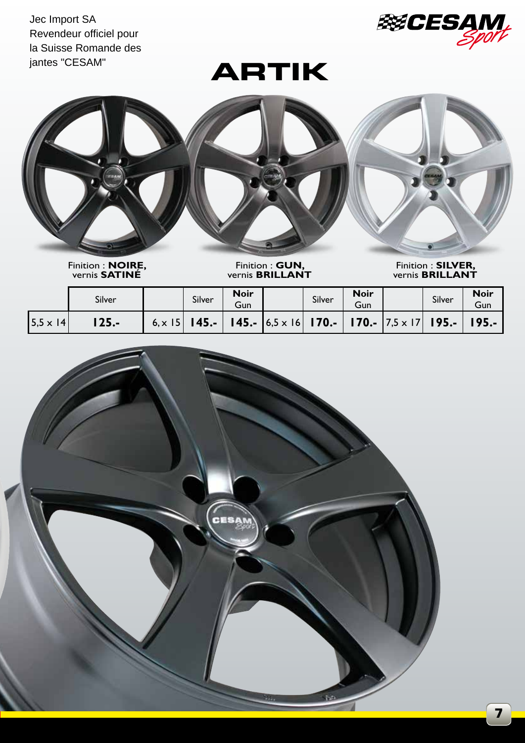Jec Import SA
Revendeur officiel pour
la Suisse Romande des
jantes "CESAM"

CESAM Sport

# ARTIK

Finition : **NOIRE,** vernis **SATINÉ**

Finition : **GUN,** vernis **BRILLANT**

Finition : **SILVER,** vernis **BRILLANT**

| | Silver | | Silver | **Noir** Gun | | Silver | **Noir** Gun | | Silver | **Noir** Gun |
|---|---|---|---|---|---|---|---|---|---|---|
| 5,5 x 14 | **125.-** | 6, x 15 | **145.-** | **145.-** | 6,5 x 16 | **170.-** | **170.-** | 7,5 x 17 | **195.-** | **195.-** |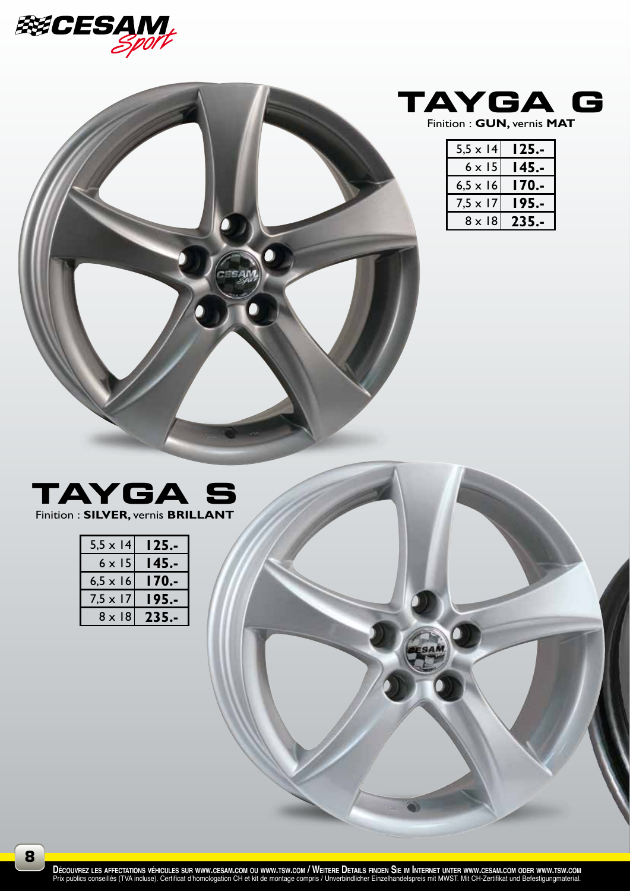# TAYGA G

Finition : **GUN,** vernis **MAT**

| | |
|---|---|
| 5,5 x 14 | **125.-** |
| 6 x 15 | **145.-** |
| 6,5 x 16 | **170.-** |
| 7,5 x 17 | **195.-** |
| 8 x 18 | **235.-** |

# TAYGA S

Finition : **SILVER,** vernis **BRILLANT**

| | |
|---|---|
| 5,5 x 14 | **125.-** |
| 6 x 15 | **145.-** |
| 6,5 x 16 | **170.-** |
| 7,5 x 17 | **195.-** |
| 8 x 18 | **235.-** |

**Découvrez les affectations véhicules sur www.cesam.com ou www.tsw.com / Weitere Details finden Sie im Internet unter www.cesam.com oder www.tsw.com**
Prix publics conseillés (TVA incluse). Certificat d'homologation CH et kit de montage compris / Unverbindlicher Einzelhandelspreis mit MWST. Mit CH-Zertifikat und Befestigungmaterial.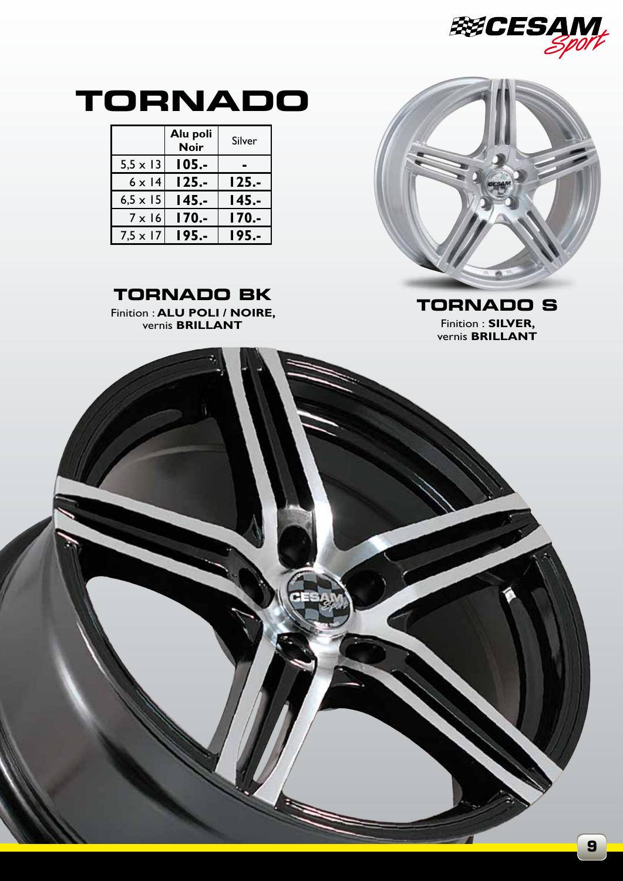# TORNADO

| | **Alu poli Noir** | Silver |
|---|---|---|
| 5,5 x 13 | **105.-** | **-** |
| 6 x 14 | **125.-** | **125.-** |
| 6,5 x 15 | **145.-** | **145.-** |
| 7 x 16 | **170.-** | **170.-** |
| 7,5 x 17 | **195.-** | **195.-** |

## TORNADO BK

Finition : **ALU POLI / NOIRE,** vernis **BRILLANT**

## TORNADO S

Finition : **SILVER,** vernis **BRILLANT**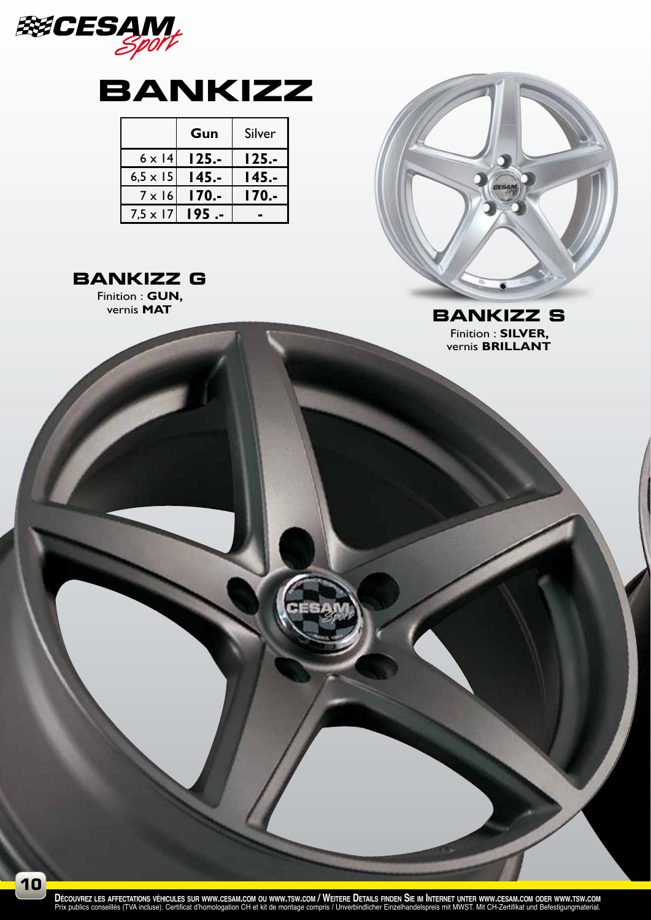# BANKIZZ

| | **Gun** | Silver |
|---|---|---|
| 6 x 14 | **125.-** | **125.-** |
| 6,5 x 15 | **145.-** | **145.-** |
| 7 x 16 | **170.-** | **170.-** |
| 7,5 x 17 | **195 .-** | **-** |

## BANKIZZ G

Finition : **GUN,**
vernis **MAT**

## BANKIZZ S

Finition : **SILVER,**
vernis **BRILLANT**

**DÉCOUVREZ LES AFFECTATIONS VÉHICULES SUR WWW.CESAM.COM OU WWW.TSW.COM / WEITERE DETAILS FINDEN SIE IM INTERNET UNTER WWW.CESAM.COM ODER WWW.TSW.COM**
Prix publics conseillés (TVA incluse). Certificat d'homologation CH et kit de montage compris / Unverbindlicher Einzelhandelspreis mit MWST. Mit CH-Zertifikat und Befestigungmaterial.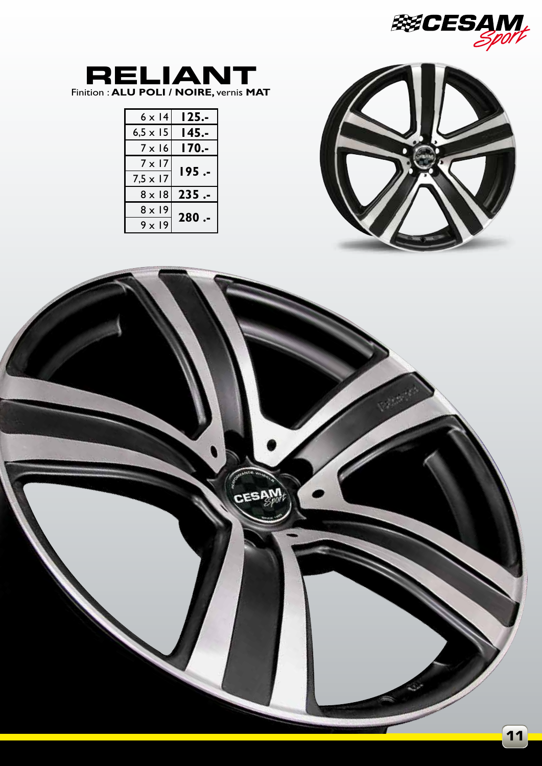# RELIANT

Finition : **ALU POLI / NOIRE,** vernis **MAT**

| Dimension | Prix |
|---|---|
| 6 x 14 | **125.-** |
| 6,5 x 15 | **145.-** |
| 7 x 16 | **170.-** |
| 7 x 17 | **195 .-** |
| 7,5 x 17 | |
| 8 x 18 | **235 .-** |
| 8 x 19 | **280 .-** |
| 9 x 19 | |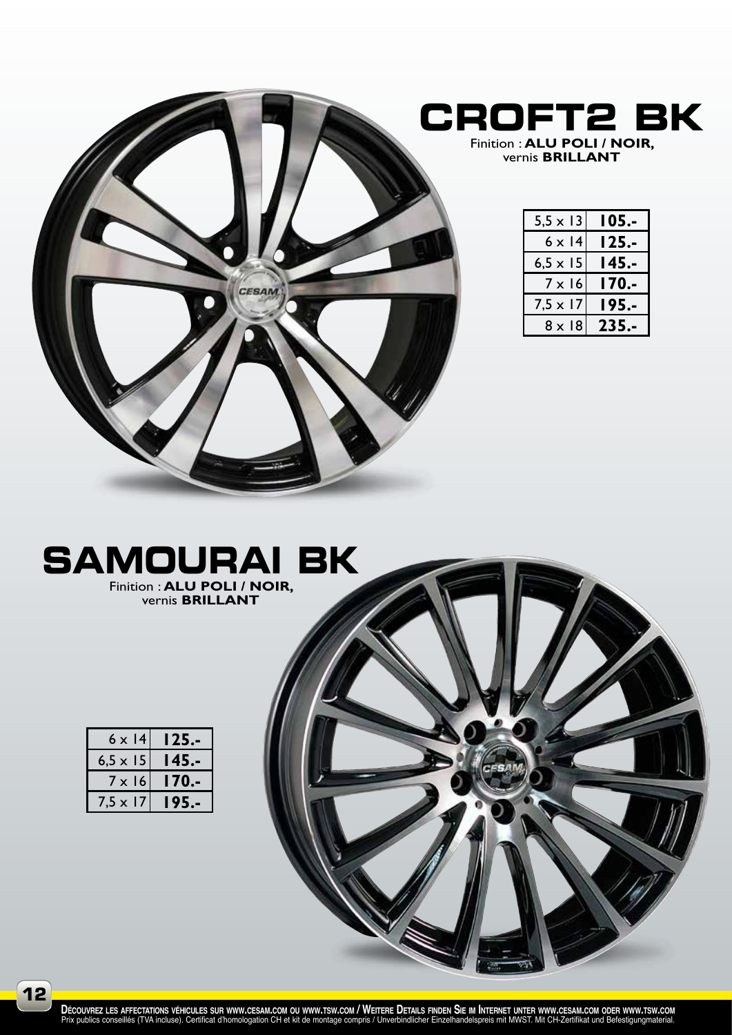# CROFT2 BK

Finition : **ALU POLI / NOIR,** vernis **BRILLANT**

| | |
|---|---|
| 5,5 x 13 | **105.-** |
| 6 x 14 | **125.-** |
| 6,5 x 15 | **145.-** |
| 7 x 16 | **170.-** |
| 7,5 x 17 | **195.-** |
| 8 x 18 | **235.-** |

# SAMOURAI BK

Finition : **ALU POLI / NOIR,** vernis **BRILLANT**

| | |
|---|---|
| 6 x 14 | **125.-** |
| 6,5 x 15 | **145.-** |
| 7 x 16 | **170.-** |
| 7,5 x 17 | **195.-** |

**Découvrez les affectations véhicules sur www.cesam.com ou www.tsw.com / Weitere Details finden Sie im Internet unter www.cesam.com oder www.tsw.com**

Prix publics conseillés (TVA incluse). Certificat d'homologation CH et kit de montage compris / Unverbindlicher Einzelhandelspreis mit MWST. Mit CH-Zertifikat und Befestigungmaterial.